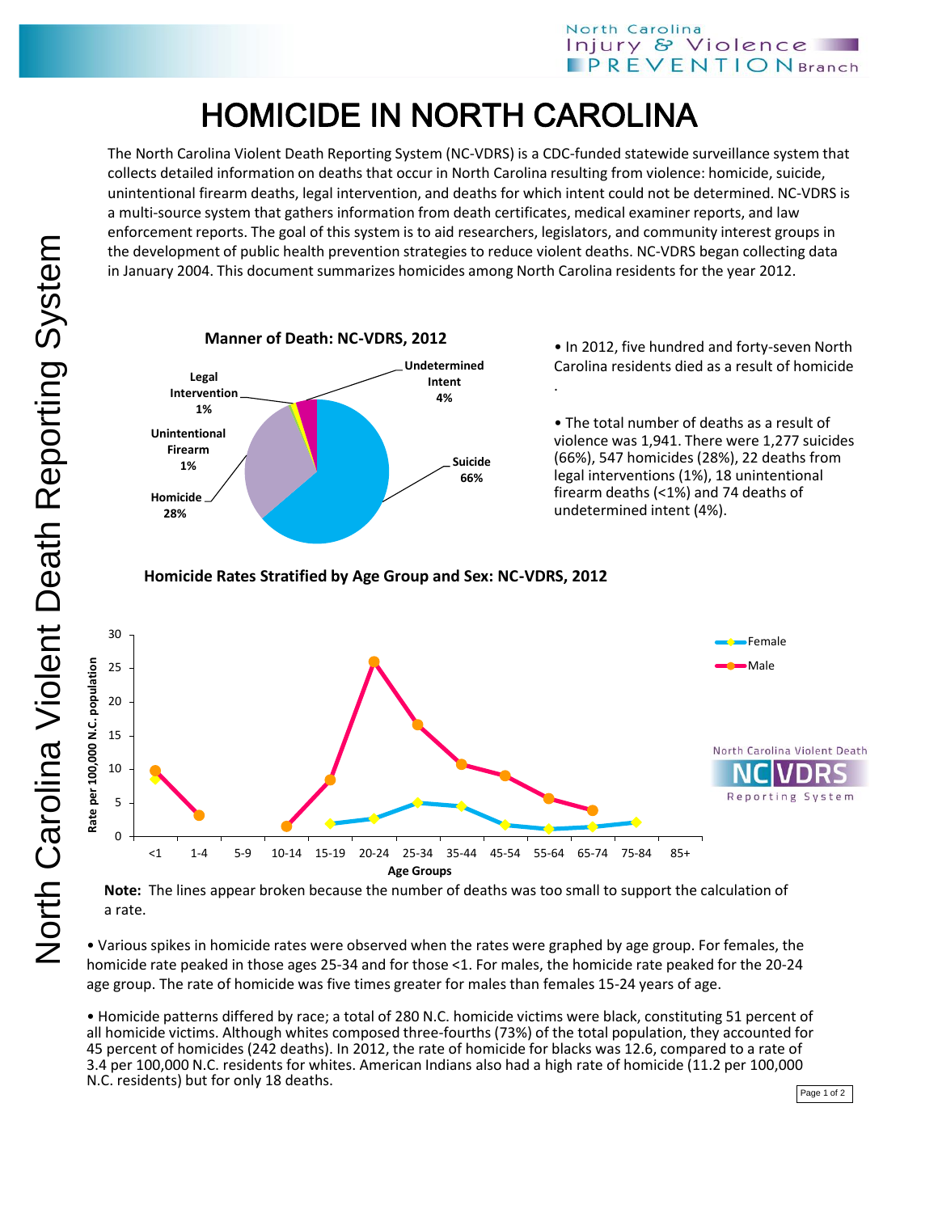# HOMICIDE IN NORTH CAROLINA

The North Carolina Violent Death Reporting System (NC-VDRS) is a CDC-funded statewide surveillance system that collects detailed information on deaths that occur in North Carolina resulting from violence: homicide, suicide, unintentional firearm deaths, legal intervention, and deaths for which intent could not be determined. NC-VDRS is a multi-source system that gathers information from death certificates, medical examiner reports, and law enforcement reports. The goal of this system is to aid researchers, legislators, and community interest groups in the development of public health prevention strategies to reduce violent deaths. NC-VDRS began collecting data in January 2004. This document summarizes homicides among North Carolina residents for the year 2012.

**Manner of Death: NC-VDRS, 2012**

- Suicide 66%
- Homicide 28%
- Undetermined Intent 4%
- Legal Intervention 1%
- Unintentional Firearm 1%

• In 2012, five hundred and forty-seven North Carolina residents died as a result of homicide.

• The total number of deaths as a result of violence was 1,941. There were 1,277 suicides (66%), 547 homicides (28%), 22 deaths from legal interventions (1%), 18 unintentional firearm deaths (<1%) and 74 deaths of undetermined intent (4%).

**Homicide Rates Stratified by Age Group and Sex: NC-VDRS, 2012**

**Note:** The lines appear broken because the number of deaths was too small to support the calculation of a rate.

• Various spikes in homicide rates were observed when the rates were graphed by age group. For females, the homicide rate peaked in those ages 25-34 and for those <1. For males, the homicide rate peaked for the 20-24 age group. The rate of homicide was five times greater for males than females 15-24 years of age.

• Homicide patterns differed by race; a total of 280 N.C. homicide victims were black, constituting 51 percent of all homicide victims. Although whites composed three-fourths (73%) of the total population, they accounted for 45 percent of homicides (242 deaths). In 2012, the rate of homicide for blacks was 12.6, compared to a rate of 3.4 per 100,000 N.C. residents for whites. American Indians also had a high rate of homicide (11.2 per 100,000 N.C. residents) but for only 18 deaths.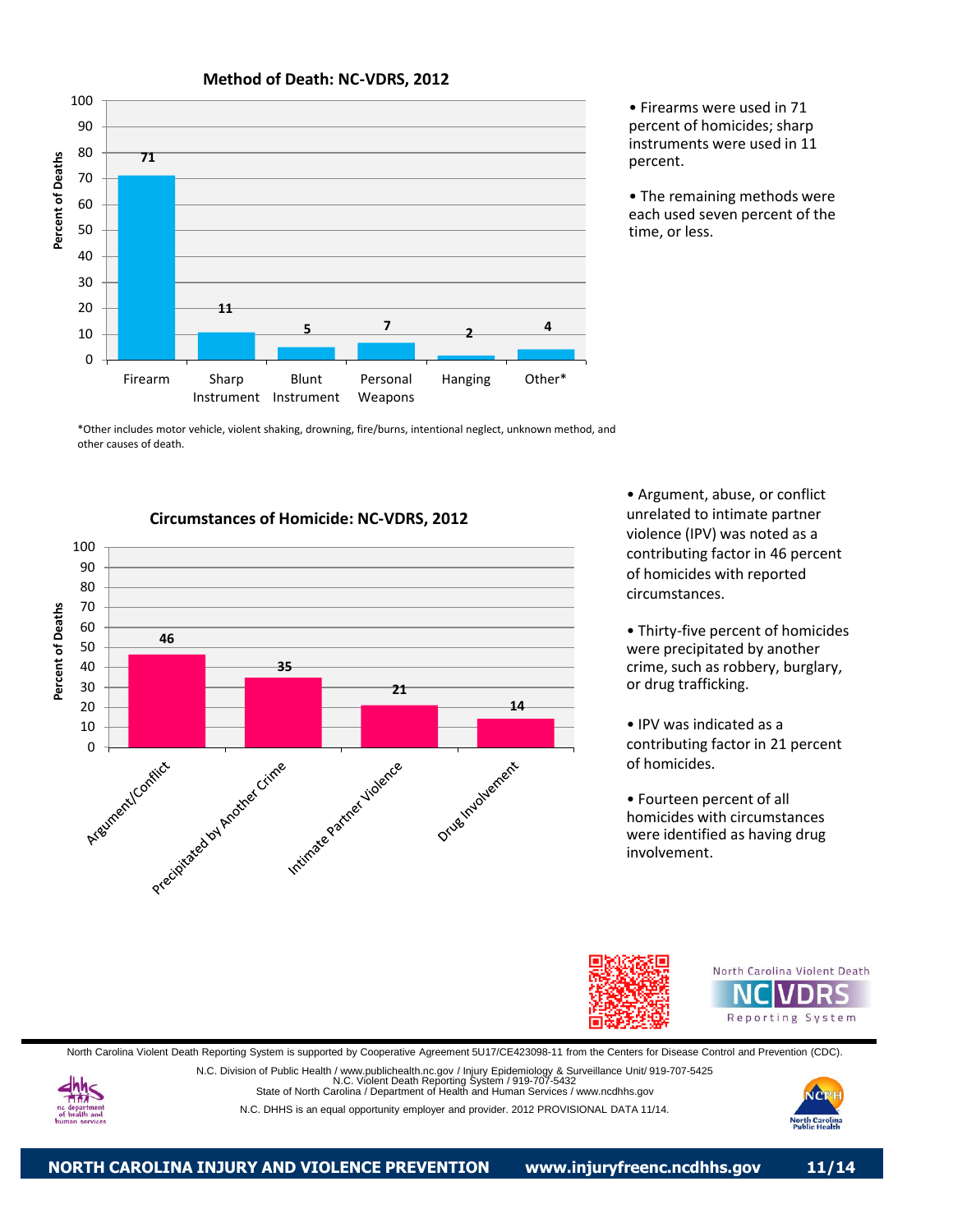**Method of Death: NC-VDRS, 2012**

Percent of Deaths

100
90
80
70
60
50
40
30
20
10
0

71
11
5
7
2
4

Firearm
Sharp Instrument
Blunt Instrument
Personal Weapons
Hanging
Other*

- Firearms were used in 71 percent of homicides; sharp instruments were used in 11 percent.
- The remaining methods were each used seven percent of the time, or less.

*Other includes motor vehicle, violent shaking, drowning, fire/burns, intentional neglect, unknown method, and other causes of death.

**Circumstances of Homicide: NC-VDRS, 2012**

Percent of Deaths

100
90
80
70
60
50
40
30
20
10
0

46
35
21
14

Argument/Conflict
Precipitated by Another Crime
Intimate Partner Violence
Drug Involvement

- Argument, abuse, or conflict unrelated to intimate partner violence (IPV) was noted as a contributing factor in 46 percent of homicides with reported circumstances.
- Thirty-five percent of homicides were precipitated by another crime, such as robbery, burglary, or drug trafficking.
- IPV was indicated as a contributing factor in 21 percent of homicides.
- Fourteen percent of all homicides with circumstances were identified as having drug involvement.

North Carolina Violent Death NC VDRS Reporting System

North Carolina Violent Death Reporting System is supported by Cooperative Agreement 5U17/CE423098-11 from the Centers for Disease Control and Prevention (CDC).

N.C. Division of Public Health / www.publichealth.nc.gov / Injury Epidemiology & Surveillance Unit/ 919-707-5425
N.C. Violent Death Reporting System / 919-707-5432
State of North Carolina / Department of Health and Human Services / www.ncdhhs.gov

N.C. DHHS is an equal opportunity employer and provider. 2012 PROVISIONAL DATA 11/14.

**NORTH CAROLINA INJURY AND VIOLENCE PREVENTION** **www.injuryfreenc.ncdhhs.gov** **11/14**